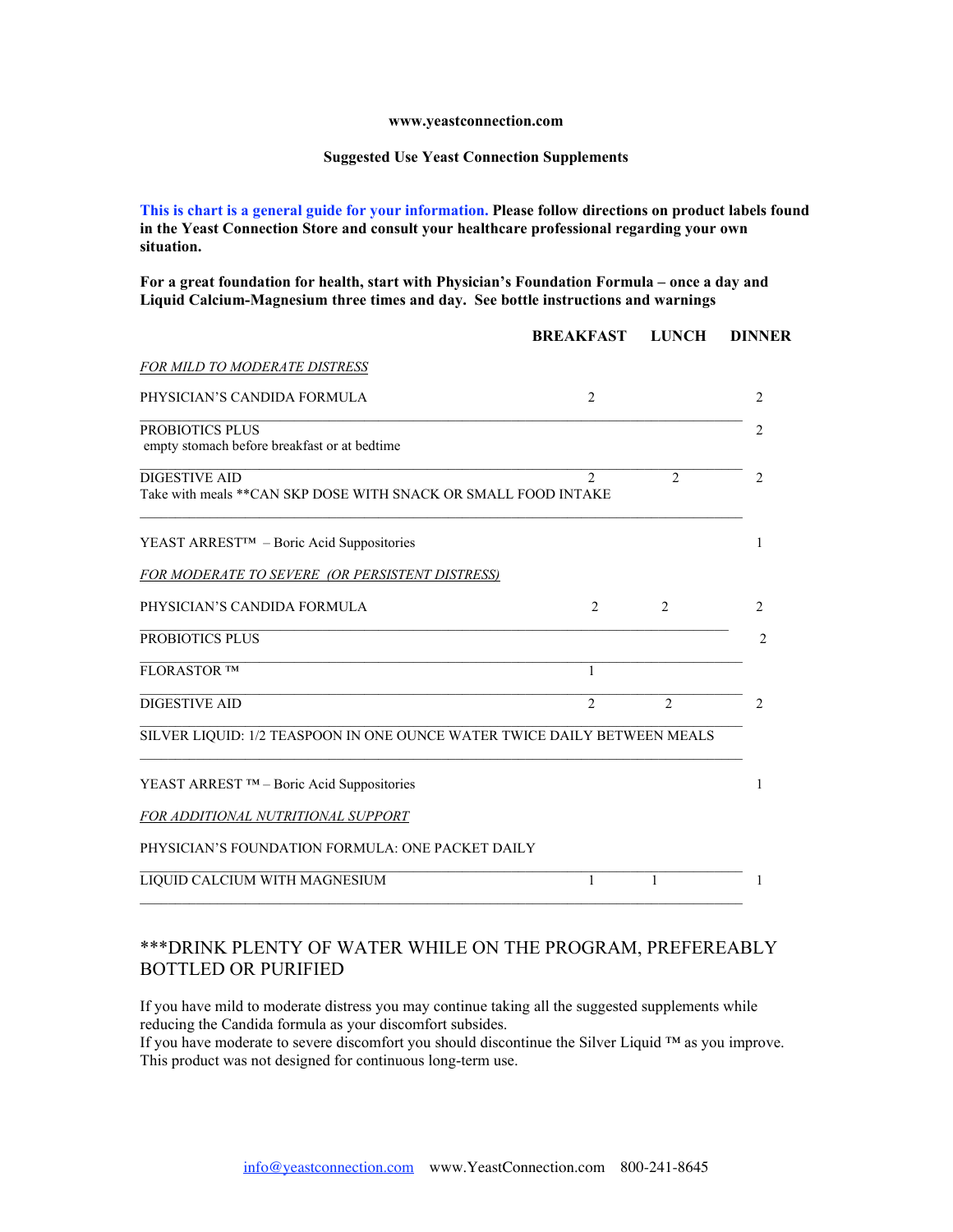**www.yeastconnection.com**

**Suggested Use Yeast Connection Supplements**

**This is chart is a general guide for your information. Please follow directions on product labels found in the Yeast Connection Store and consult your healthcare professional regarding your own situation.**

**For a great foundation for health, start with Physician's Foundation Formula – once a day and Liquid Calcium-Magnesium three times and day. See bottle instructions and warnings**

| | BREAKFAST | LUNCH | DINNER |
|---|---|---|---|
| *FOR MILD TO MODERATE DISTRESS* | | | |
| PHYSICIAN'S CANDIDA FORMULA | 2 | | 2 |
| PROBIOTICS PLUS<br>empty stomach before breakfast or at bedtime | | | 2 |
| DIGESTIVE AID<br>Take with meals **CAN SKP DOSE WITH SNACK OR SMALL FOOD INTAKE | 2 | 2 | 2 |
| YEAST ARREST™ – Boric Acid Suppositories | | | 1 |
| *FOR MODERATE TO SEVERE (OR PERSISTENT DISTRESS)* | | | |
| PHYSICIAN'S CANDIDA FORMULA | 2 | 2 | 2 |
| PROBIOTICS PLUS | | | 2 |
| FLORASTOR ™ | 1 | | |
| DIGESTIVE AID | 2 | 2 | 2 |
| SILVER LIQUID: 1/2 TEASPOON IN ONE OUNCE WATER TWICE DAILY BETWEEN MEALS | | | |
| YEAST ARREST ™ – Boric Acid Suppositories | | | 1 |
| *FOR ADDITIONAL NUTRITIONAL SUPPORT* | | | |
| PHYSICIAN'S FOUNDATION FORMULA: ONE PACKET DAILY | | | |
| LIQUID CALCIUM WITH MAGNESIUM | 1 | 1 | 1 |

***DRINK PLENTY OF WATER WHILE ON THE PROGRAM, PREFEREABLY BOTTLED OR PURIFIED

If you have mild to moderate distress you may continue taking all the suggested supplements while reducing the Candida formula as your discomfort subsides.
If you have moderate to severe discomfort you should discontinue the Silver Liquid ™ as you improve. This product was not designed for continuous long-term use.

info@yeastconnection.com www.YeastConnection.com 800-241-8645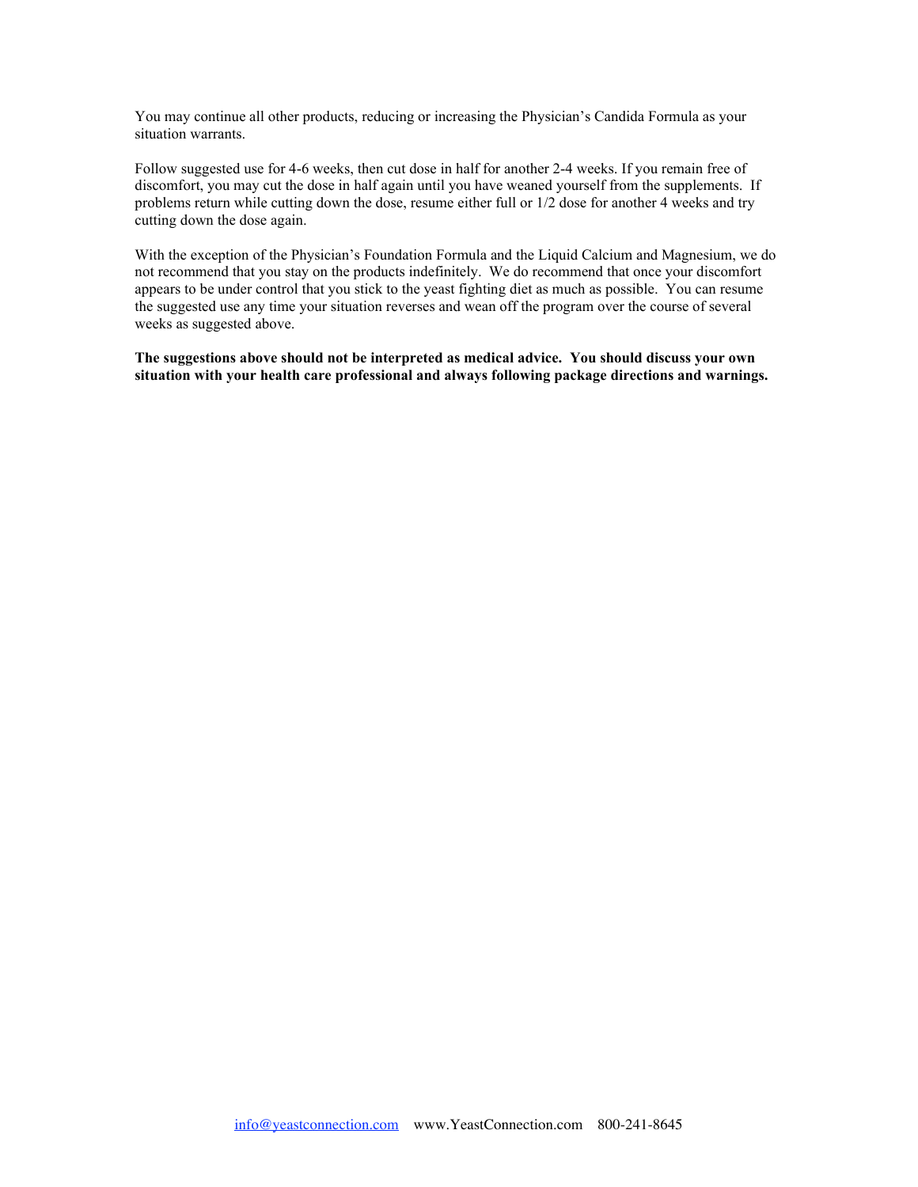You may continue all other products, reducing or increasing the Physician's Candida Formula as your situation warrants.

Follow suggested use for 4-6 weeks, then cut dose in half for another 2-4 weeks. If you remain free of discomfort, you may cut the dose in half again until you have weaned yourself from the supplements. If problems return while cutting down the dose, resume either full or 1/2 dose for another 4 weeks and try cutting down the dose again.

With the exception of the Physician's Foundation Formula and the Liquid Calcium and Magnesium, we do not recommend that you stay on the products indefinitely. We do recommend that once your discomfort appears to be under control that you stick to the yeast fighting diet as much as possible. You can resume the suggested use any time your situation reverses and wean off the program over the course of several weeks as suggested above.

**The suggestions above should not be interpreted as medical advice. You should discuss your own situation with your health care professional and always following package directions and warnings.**

info@yeastconnection.com www.YeastConnection.com 800-241-8645